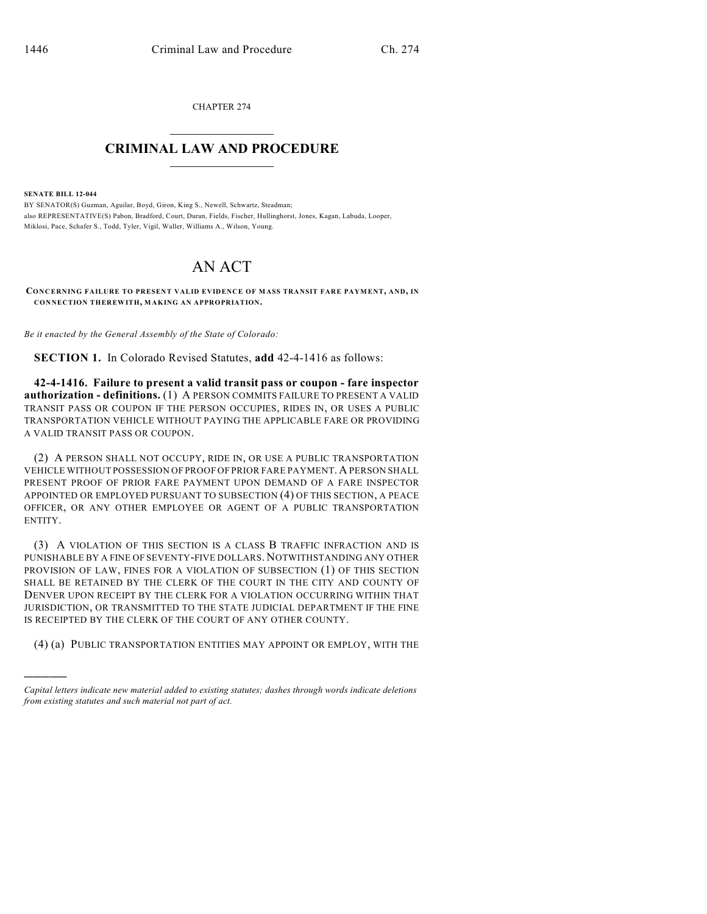CHAPTER 274

# CRIMINAL LAW AND PROCEDURE

**SENATE BILL 12-044**

BY SENATOR(S) Guzman, Aguilar, Boyd, Giron, King S., Newell, Schwartz, Steadman;
also REPRESENTATIVE(S) Pabon, Bradford, Court, Duran, Fields, Fischer, Hullinghorst, Jones, Kagan, Labuda, Looper, Miklosi, Pace, Schafer S., Todd, Tyler, Vigil, Waller, Williams A., Wilson, Young.

# AN ACT

**CONCERNING FAILURE TO PRESENT VALID EVIDENCE OF MASS TRANSIT FARE PAYMENT, AND, IN CONNECTION THEREWITH, MAKING AN APPROPRIATION.**

*Be it enacted by the General Assembly of the State of Colorado:*

**SECTION 1.** In Colorado Revised Statutes, **add** 42-4-1416 as follows:

**42-4-1416. Failure to present a valid transit pass or coupon - fare inspector authorization - definitions.** (1) A PERSON COMMITS FAILURE TO PRESENT A VALID TRANSIT PASS OR COUPON IF THE PERSON OCCUPIES, RIDES IN, OR USES A PUBLIC TRANSPORTATION VEHICLE WITHOUT PAYING THE APPLICABLE FARE OR PROVIDING A VALID TRANSIT PASS OR COUPON.

(2) A PERSON SHALL NOT OCCUPY, RIDE IN, OR USE A PUBLIC TRANSPORTATION VEHICLE WITHOUT POSSESSION OF PROOF OF PRIOR FARE PAYMENT. A PERSON SHALL PRESENT PROOF OF PRIOR FARE PAYMENT UPON DEMAND OF A FARE INSPECTOR APPOINTED OR EMPLOYED PURSUANT TO SUBSECTION (4) OF THIS SECTION, A PEACE OFFICER, OR ANY OTHER EMPLOYEE OR AGENT OF A PUBLIC TRANSPORTATION ENTITY.

(3) A VIOLATION OF THIS SECTION IS A CLASS B TRAFFIC INFRACTION AND IS PUNISHABLE BY A FINE OF SEVENTY-FIVE DOLLARS. NOTWITHSTANDING ANY OTHER PROVISION OF LAW, FINES FOR A VIOLATION OF SUBSECTION (1) OF THIS SECTION SHALL BE RETAINED BY THE CLERK OF THE COURT IN THE CITY AND COUNTY OF DENVER UPON RECEIPT BY THE CLERK FOR A VIOLATION OCCURRING WITHIN THAT JURISDICTION, OR TRANSMITTED TO THE STATE JUDICIAL DEPARTMENT IF THE FINE IS RECEIPTED BY THE CLERK OF THE COURT OF ANY OTHER COUNTY.

(4) (a) PUBLIC TRANSPORTATION ENTITIES MAY APPOINT OR EMPLOY, WITH THE

---

*Capital letters indicate new material added to existing statutes; dashes through words indicate deletions from existing statutes and such material not part of act.*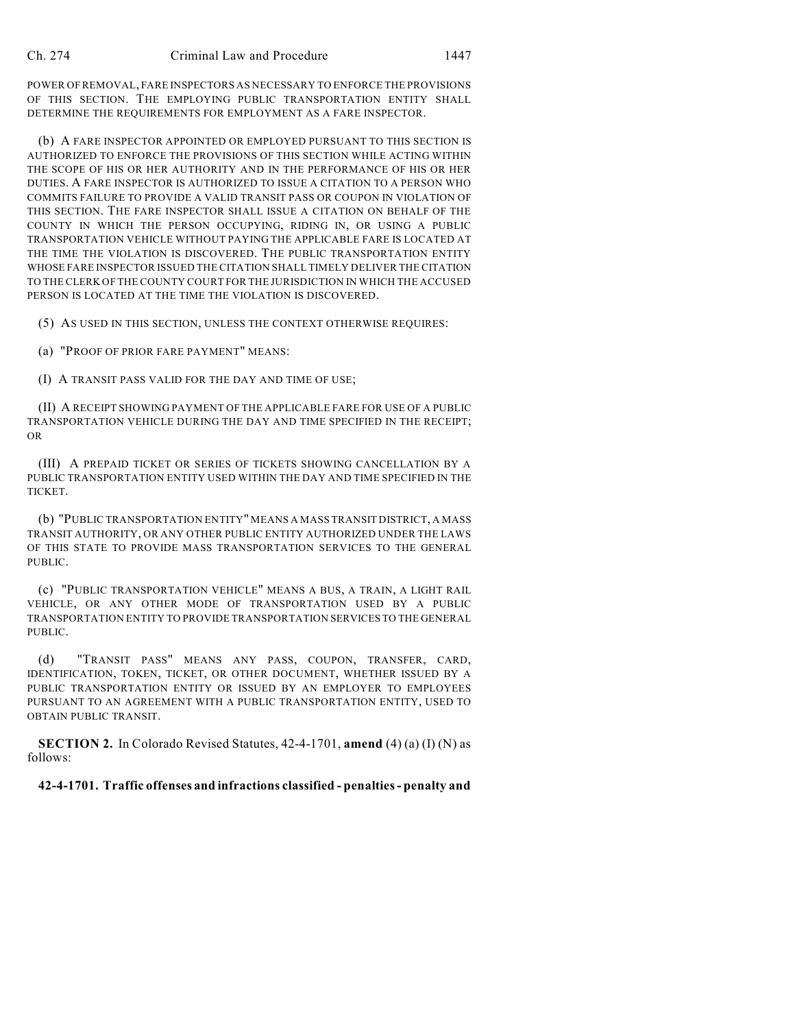POWER OF REMOVAL, FARE INSPECTORS AS NECESSARY TO ENFORCE THE PROVISIONS OF THIS SECTION. THE EMPLOYING PUBLIC TRANSPORTATION ENTITY SHALL DETERMINE THE REQUIREMENTS FOR EMPLOYMENT AS A FARE INSPECTOR.

(b) A FARE INSPECTOR APPOINTED OR EMPLOYED PURSUANT TO THIS SECTION IS AUTHORIZED TO ENFORCE THE PROVISIONS OF THIS SECTION WHILE ACTING WITHIN THE SCOPE OF HIS OR HER AUTHORITY AND IN THE PERFORMANCE OF HIS OR HER DUTIES. A FARE INSPECTOR IS AUTHORIZED TO ISSUE A CITATION TO A PERSON WHO COMMITS FAILURE TO PROVIDE A VALID TRANSIT PASS OR COUPON IN VIOLATION OF THIS SECTION. THE FARE INSPECTOR SHALL ISSUE A CITATION ON BEHALF OF THE COUNTY IN WHICH THE PERSON OCCUPYING, RIDING IN, OR USING A PUBLIC TRANSPORTATION VEHICLE WITHOUT PAYING THE APPLICABLE FARE IS LOCATED AT THE TIME THE VIOLATION IS DISCOVERED. THE PUBLIC TRANSPORTATION ENTITY WHOSE FARE INSPECTOR ISSUED THE CITATION SHALL TIMELY DELIVER THE CITATION TO THE CLERK OF THE COUNTY COURT FOR THE JURISDICTION IN WHICH THE ACCUSED PERSON IS LOCATED AT THE TIME THE VIOLATION IS DISCOVERED.

(5) AS USED IN THIS SECTION, UNLESS THE CONTEXT OTHERWISE REQUIRES:

(a) "PROOF OF PRIOR FARE PAYMENT" MEANS:

(I) A TRANSIT PASS VALID FOR THE DAY AND TIME OF USE;

(II) A RECEIPT SHOWING PAYMENT OF THE APPLICABLE FARE FOR USE OF A PUBLIC TRANSPORTATION VEHICLE DURING THE DAY AND TIME SPECIFIED IN THE RECEIPT; OR

(III) A PREPAID TICKET OR SERIES OF TICKETS SHOWING CANCELLATION BY A PUBLIC TRANSPORTATION ENTITY USED WITHIN THE DAY AND TIME SPECIFIED IN THE TICKET.

(b) "PUBLIC TRANSPORTATION ENTITY" MEANS A MASS TRANSIT DISTRICT, A MASS TRANSIT AUTHORITY, OR ANY OTHER PUBLIC ENTITY AUTHORIZED UNDER THE LAWS OF THIS STATE TO PROVIDE MASS TRANSPORTATION SERVICES TO THE GENERAL PUBLIC.

(c) "PUBLIC TRANSPORTATION VEHICLE" MEANS A BUS, A TRAIN, A LIGHT RAIL VEHICLE, OR ANY OTHER MODE OF TRANSPORTATION USED BY A PUBLIC TRANSPORTATION ENTITY TO PROVIDE TRANSPORTATION SERVICES TO THE GENERAL PUBLIC.

(d) "TRANSIT PASS" MEANS ANY PASS, COUPON, TRANSFER, CARD, IDENTIFICATION, TOKEN, TICKET, OR OTHER DOCUMENT, WHETHER ISSUED BY A PUBLIC TRANSPORTATION ENTITY OR ISSUED BY AN EMPLOYER TO EMPLOYEES PURSUANT TO AN AGREEMENT WITH A PUBLIC TRANSPORTATION ENTITY, USED TO OBTAIN PUBLIC TRANSIT.

**SECTION 2.** In Colorado Revised Statutes, 42-4-1701, **amend** (4) (a) (I) (N) as follows:

**42-4-1701. Traffic offenses and infractions classified - penalties - penalty and**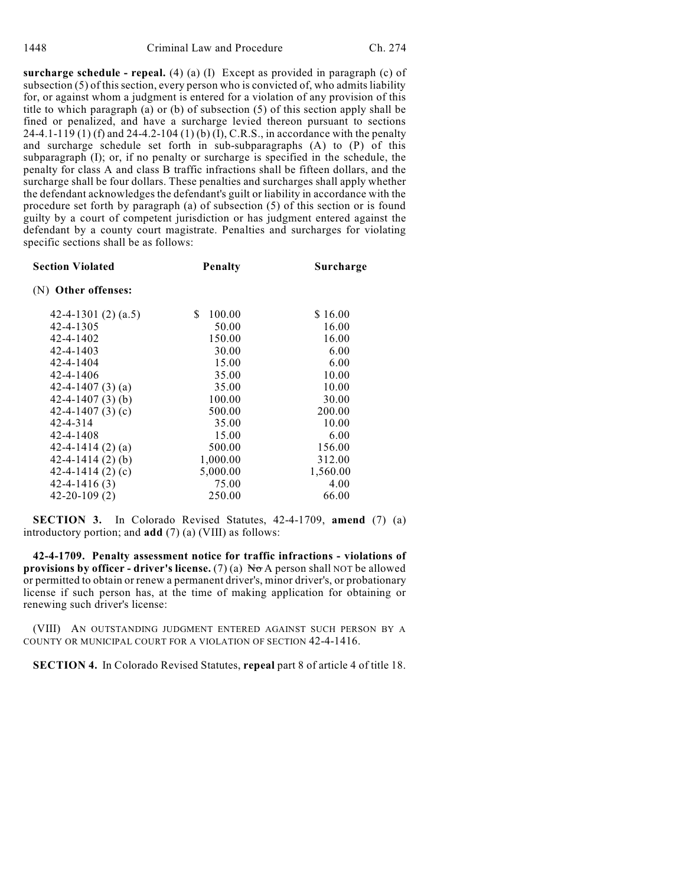**surcharge schedule - repeal.** (4) (a) (I) Except as provided in paragraph (c) of subsection (5) of this section, every person who is convicted of, who admits liability for, or against whom a judgment is entered for a violation of any provision of this title to which paragraph (a) or (b) of subsection (5) of this section apply shall be fined or penalized, and have a surcharge levied thereon pursuant to sections 24-4.1-119 (1) (f) and 24-4.2-104 (1) (b) (I), C.R.S., in accordance with the penalty and surcharge schedule set forth in sub-subparagraphs (A) to (P) of this subparagraph (I); or, if no penalty or surcharge is specified in the schedule, the penalty for class A and class B traffic infractions shall be fifteen dollars, and the surcharge shall be four dollars. These penalties and surcharges shall apply whether the defendant acknowledges the defendant's guilt or liability in accordance with the procedure set forth by paragraph (a) of subsection (5) of this section or is found guilty by a court of competent jurisdiction or has judgment entered against the defendant by a county court magistrate. Penalties and surcharges for violating specific sections shall be as follows:

| **Section Violated** | **Penalty** | **Surcharge** |
|---|---|---|
| (N) **Other offenses:** | | |
| 42-4-1301 (2) (a.5) | $ 100.00 | $ 16.00 |
| 42-4-1305 | 50.00 | 16.00 |
| 42-4-1402 | 150.00 | 16.00 |
| 42-4-1403 | 30.00 | 6.00 |
| 42-4-1404 | 15.00 | 6.00 |
| 42-4-1406 | 35.00 | 10.00 |
| 42-4-1407 (3) (a) | 35.00 | 10.00 |
| 42-4-1407 (3) (b) | 100.00 | 30.00 |
| 42-4-1407 (3) (c) | 500.00 | 200.00 |
| 42-4-314 | 35.00 | 10.00 |
| 42-4-1408 | 15.00 | 6.00 |
| 42-4-1414 (2) (a) | 500.00 | 156.00 |
| 42-4-1414 (2) (b) | 1,000.00 | 312.00 |
| 42-4-1414 (2) (c) | 5,000.00 | 1,560.00 |
| 42-4-1416 (3) | 75.00 | 4.00 |
| 42-20-109 (2) | 250.00 | 66.00 |

**SECTION 3.** In Colorado Revised Statutes, 42-4-1709, **amend** (7) (a) introductory portion; and **add** (7) (a) (VIII) as follows:

**42-4-1709. Penalty assessment notice for traffic infractions - violations of provisions by officer - driver's license.** (7) (a) ~~No~~ A person shall NOT be allowed or permitted to obtain or renew a permanent driver's, minor driver's, or probationary license if such person has, at the time of making application for obtaining or renewing such driver's license:

(VIII) AN OUTSTANDING JUDGMENT ENTERED AGAINST SUCH PERSON BY A COUNTY OR MUNICIPAL COURT FOR A VIOLATION OF SECTION 42-4-1416.

**SECTION 4.** In Colorado Revised Statutes, **repeal** part 8 of article 4 of title 18.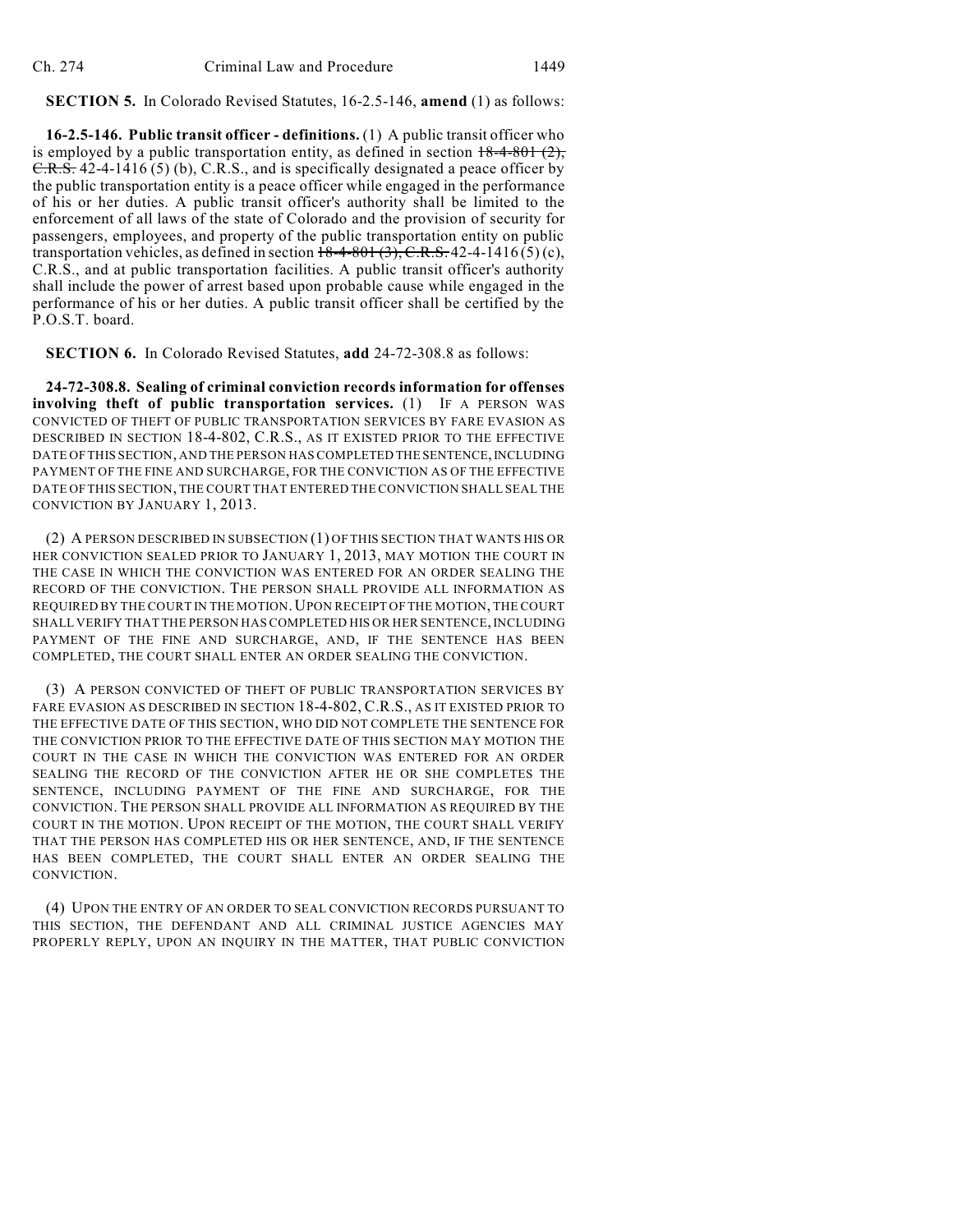**SECTION 5.** In Colorado Revised Statutes, 16-2.5-146, **amend** (1) as follows:

**16-2.5-146. Public transit officer - definitions.** (1) A public transit officer who is employed by a public transportation entity, as defined in section ~~18-4-801 (2), C.R.S.~~ 42-4-1416 (5) (b), C.R.S., and is specifically designated a peace officer by the public transportation entity is a peace officer while engaged in the performance of his or her duties. A public transit officer's authority shall be limited to the enforcement of all laws of the state of Colorado and the provision of security for passengers, employees, and property of the public transportation entity on public transportation vehicles, as defined in section ~~18-4-801 (3), C.R.S.~~ 42-4-1416 (5) (c), C.R.S., and at public transportation facilities. A public transit officer's authority shall include the power of arrest based upon probable cause while engaged in the performance of his or her duties. A public transit officer shall be certified by the P.O.S.T. board.

**SECTION 6.** In Colorado Revised Statutes, **add** 24-72-308.8 as follows:

**24-72-308.8. Sealing of criminal conviction records information for offenses involving theft of public transportation services.** (1) IF A PERSON WAS CONVICTED OF THEFT OF PUBLIC TRANSPORTATION SERVICES BY FARE EVASION AS DESCRIBED IN SECTION 18-4-802, C.R.S., AS IT EXISTED PRIOR TO THE EFFECTIVE DATE OF THIS SECTION, AND THE PERSON HAS COMPLETED THE SENTENCE, INCLUDING PAYMENT OF THE FINE AND SURCHARGE, FOR THE CONVICTION AS OF THE EFFECTIVE DATE OF THIS SECTION, THE COURT THAT ENTERED THE CONVICTION SHALL SEAL THE CONVICTION BY JANUARY 1, 2013.

(2) A PERSON DESCRIBED IN SUBSECTION (1) OF THIS SECTION THAT WANTS HIS OR HER CONVICTION SEALED PRIOR TO JANUARY 1, 2013, MAY MOTION THE COURT IN THE CASE IN WHICH THE CONVICTION WAS ENTERED FOR AN ORDER SEALING THE RECORD OF THE CONVICTION. THE PERSON SHALL PROVIDE ALL INFORMATION AS REQUIRED BY THE COURT IN THE MOTION. UPON RECEIPT OF THE MOTION, THE COURT SHALL VERIFY THAT THE PERSON HAS COMPLETED HIS OR HER SENTENCE, INCLUDING PAYMENT OF THE FINE AND SURCHARGE, AND, IF THE SENTENCE HAS BEEN COMPLETED, THE COURT SHALL ENTER AN ORDER SEALING THE CONVICTION.

(3) A PERSON CONVICTED OF THEFT OF PUBLIC TRANSPORTATION SERVICES BY FARE EVASION AS DESCRIBED IN SECTION 18-4-802, C.R.S., AS IT EXISTED PRIOR TO THE EFFECTIVE DATE OF THIS SECTION, WHO DID NOT COMPLETE THE SENTENCE FOR THE CONVICTION PRIOR TO THE EFFECTIVE DATE OF THIS SECTION MAY MOTION THE COURT IN THE CASE IN WHICH THE CONVICTION WAS ENTERED FOR AN ORDER SEALING THE RECORD OF THE CONVICTION AFTER HE OR SHE COMPLETES THE SENTENCE, INCLUDING PAYMENT OF THE FINE AND SURCHARGE, FOR THE CONVICTION. THE PERSON SHALL PROVIDE ALL INFORMATION AS REQUIRED BY THE COURT IN THE MOTION. UPON RECEIPT OF THE MOTION, THE COURT SHALL VERIFY THAT THE PERSON HAS COMPLETED HIS OR HER SENTENCE, AND, IF THE SENTENCE HAS BEEN COMPLETED, THE COURT SHALL ENTER AN ORDER SEALING THE CONVICTION.

(4) UPON THE ENTRY OF AN ORDER TO SEAL CONVICTION RECORDS PURSUANT TO THIS SECTION, THE DEFENDANT AND ALL CRIMINAL JUSTICE AGENCIES MAY PROPERLY REPLY, UPON AN INQUIRY IN THE MATTER, THAT PUBLIC CONVICTION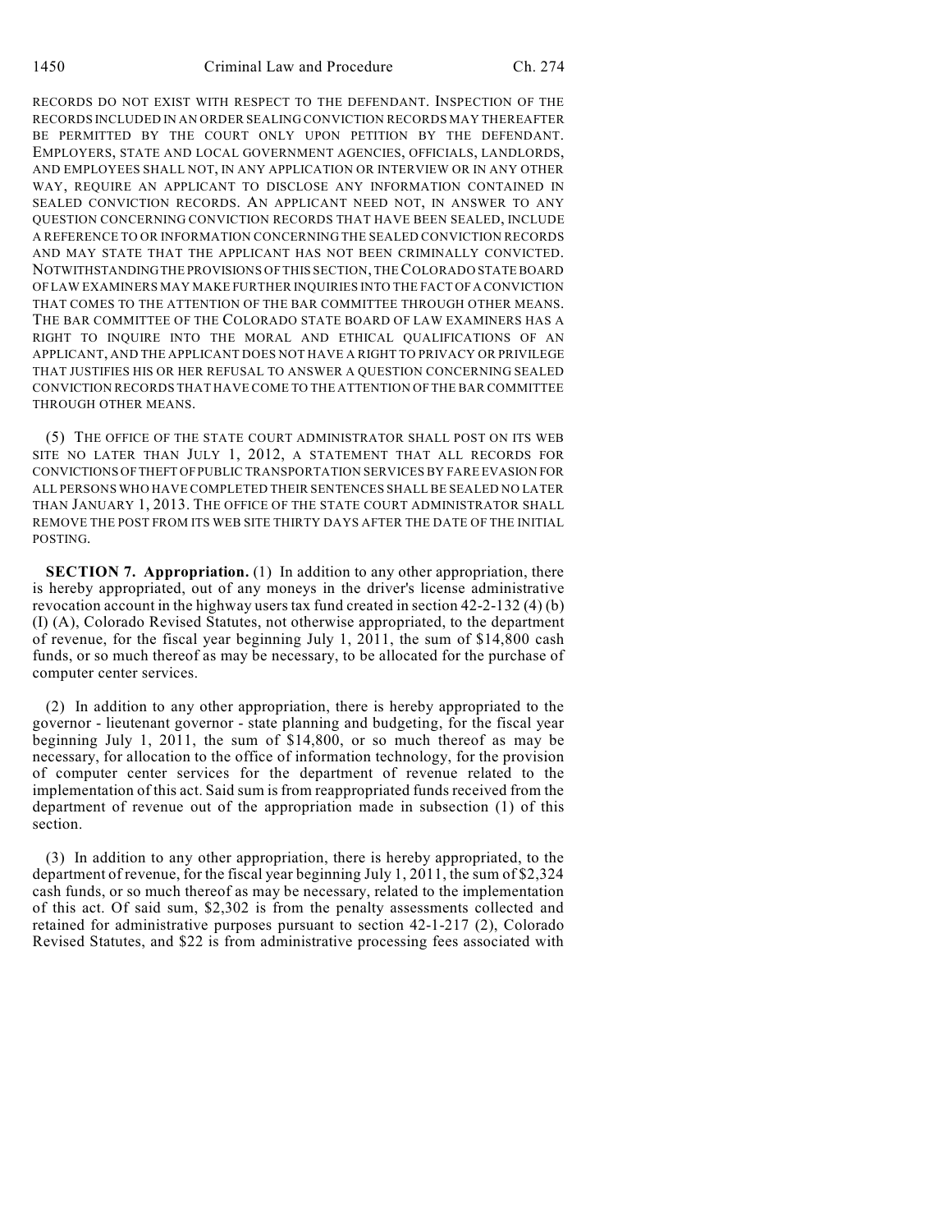RECORDS DO NOT EXIST WITH RESPECT TO THE DEFENDANT. INSPECTION OF THE RECORDS INCLUDED IN AN ORDER SEALING CONVICTION RECORDS MAY THEREAFTER BE PERMITTED BY THE COURT ONLY UPON PETITION BY THE DEFENDANT. EMPLOYERS, STATE AND LOCAL GOVERNMENT AGENCIES, OFFICIALS, LANDLORDS, AND EMPLOYEES SHALL NOT, IN ANY APPLICATION OR INTERVIEW OR IN ANY OTHER WAY, REQUIRE AN APPLICANT TO DISCLOSE ANY INFORMATION CONTAINED IN SEALED CONVICTION RECORDS. AN APPLICANT NEED NOT, IN ANSWER TO ANY QUESTION CONCERNING CONVICTION RECORDS THAT HAVE BEEN SEALED, INCLUDE A REFERENCE TO OR INFORMATION CONCERNING THE SEALED CONVICTION RECORDS AND MAY STATE THAT THE APPLICANT HAS NOT BEEN CRIMINALLY CONVICTED. NOTWITHSTANDING THE PROVISIONS OF THIS SECTION, THE COLORADO STATE BOARD OF LAW EXAMINERS MAY MAKE FURTHER INQUIRIES INTO THE FACT OF A CONVICTION THAT COMES TO THE ATTENTION OF THE BAR COMMITTEE THROUGH OTHER MEANS. THE BAR COMMITTEE OF THE COLORADO STATE BOARD OF LAW EXAMINERS HAS A RIGHT TO INQUIRE INTO THE MORAL AND ETHICAL QUALIFICATIONS OF AN APPLICANT, AND THE APPLICANT DOES NOT HAVE A RIGHT TO PRIVACY OR PRIVILEGE THAT JUSTIFIES HIS OR HER REFUSAL TO ANSWER A QUESTION CONCERNING SEALED CONVICTION RECORDS THAT HAVE COME TO THE ATTENTION OF THE BAR COMMITTEE THROUGH OTHER MEANS.

(5) THE OFFICE OF THE STATE COURT ADMINISTRATOR SHALL POST ON ITS WEB SITE NO LATER THAN JULY 1, 2012, A STATEMENT THAT ALL RECORDS FOR CONVICTIONS OF THEFT OF PUBLIC TRANSPORTATION SERVICES BY FARE EVASION FOR ALL PERSONS WHO HAVE COMPLETED THEIR SENTENCES SHALL BE SEALED NO LATER THAN JANUARY 1, 2013. THE OFFICE OF THE STATE COURT ADMINISTRATOR SHALL REMOVE THE POST FROM ITS WEB SITE THIRTY DAYS AFTER THE DATE OF THE INITIAL POSTING.

**SECTION 7. Appropriation.** (1) In addition to any other appropriation, there is hereby appropriated, out of any moneys in the driver's license administrative revocation account in the highway users tax fund created in section 42-2-132 (4) (b) (I) (A), Colorado Revised Statutes, not otherwise appropriated, to the department of revenue, for the fiscal year beginning July 1, 2011, the sum of $14,800 cash funds, or so much thereof as may be necessary, to be allocated for the purchase of computer center services.

(2) In addition to any other appropriation, there is hereby appropriated to the governor - lieutenant governor - state planning and budgeting, for the fiscal year beginning July 1, 2011, the sum of $14,800, or so much thereof as may be necessary, for allocation to the office of information technology, for the provision of computer center services for the department of revenue related to the implementation of this act. Said sum is from reappropriated funds received from the department of revenue out of the appropriation made in subsection (1) of this section.

(3) In addition to any other appropriation, there is hereby appropriated, to the department of revenue, for the fiscal year beginning July 1, 2011, the sum of $2,324 cash funds, or so much thereof as may be necessary, related to the implementation of this act. Of said sum, $2,302 is from the penalty assessments collected and retained for administrative purposes pursuant to section 42-1-217 (2), Colorado Revised Statutes, and $22 is from administrative processing fees associated with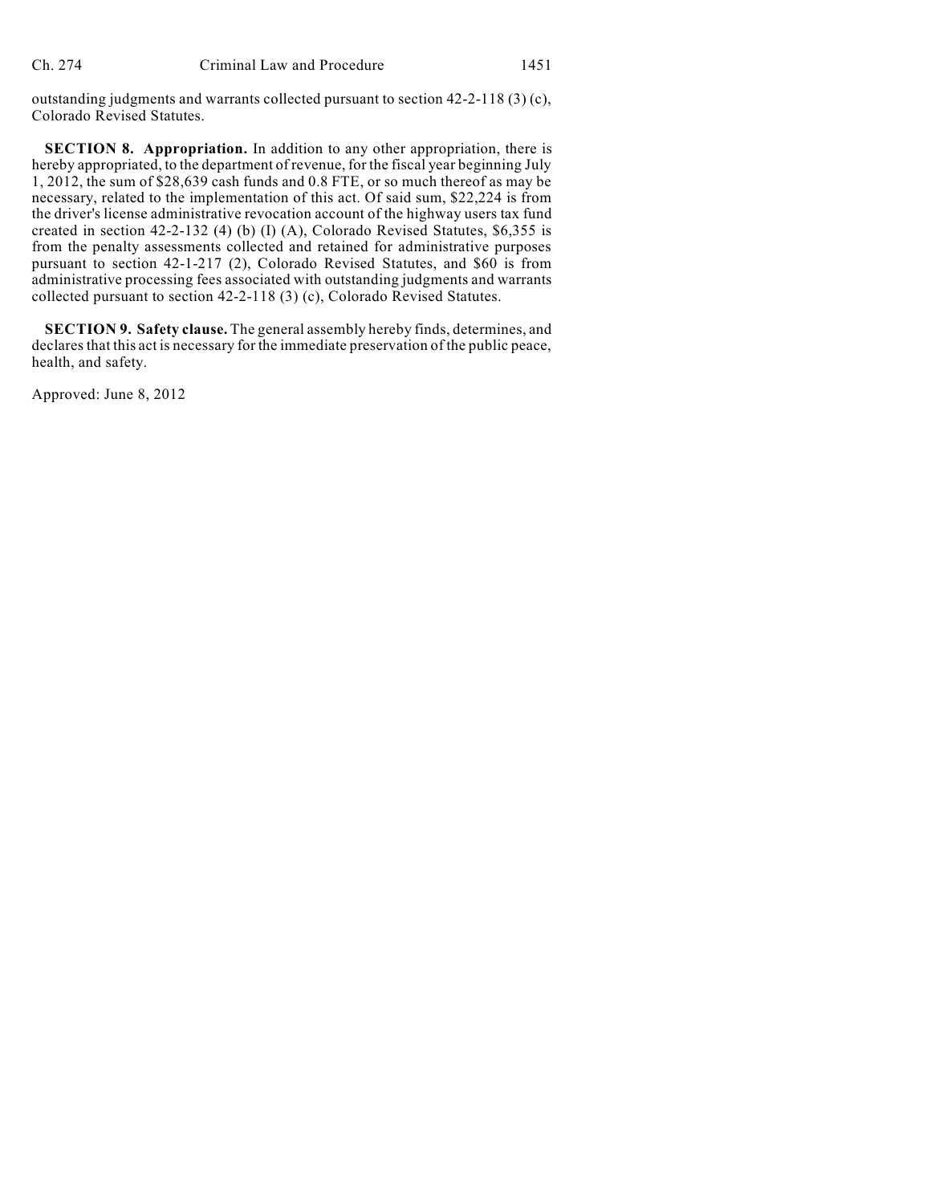outstanding judgments and warrants collected pursuant to section 42-2-118 (3) (c), Colorado Revised Statutes.

**SECTION 8. Appropriation.** In addition to any other appropriation, there is hereby appropriated, to the department of revenue, for the fiscal year beginning July 1, 2012, the sum of $28,639 cash funds and 0.8 FTE, or so much thereof as may be necessary, related to the implementation of this act. Of said sum, $22,224 is from the driver's license administrative revocation account of the highway users tax fund created in section 42-2-132 (4) (b) (I) (A), Colorado Revised Statutes, $6,355 is from the penalty assessments collected and retained for administrative purposes pursuant to section 42-1-217 (2), Colorado Revised Statutes, and $60 is from administrative processing fees associated with outstanding judgments and warrants collected pursuant to section 42-2-118 (3) (c), Colorado Revised Statutes.

**SECTION 9. Safety clause.** The general assembly hereby finds, determines, and declares that this act is necessary for the immediate preservation of the public peace, health, and safety.

Approved: June 8, 2012